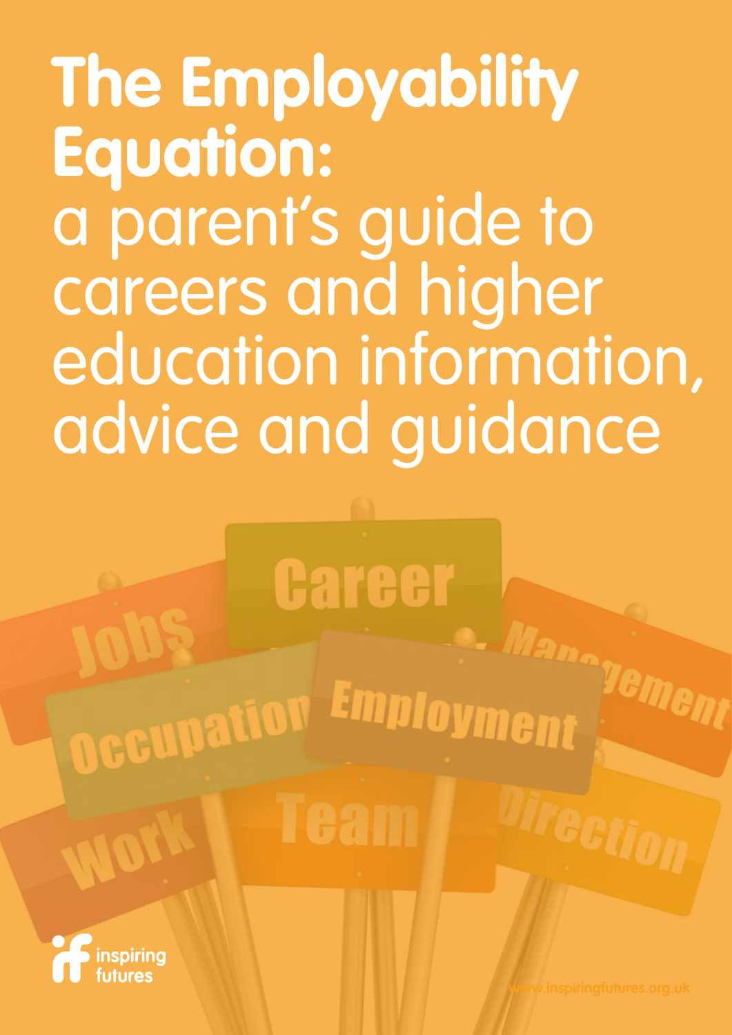# The Employability Equation:

a parent's guide to careers and higher education information, advice and guidance

inspiring futures

www.inspiringfutures.org.uk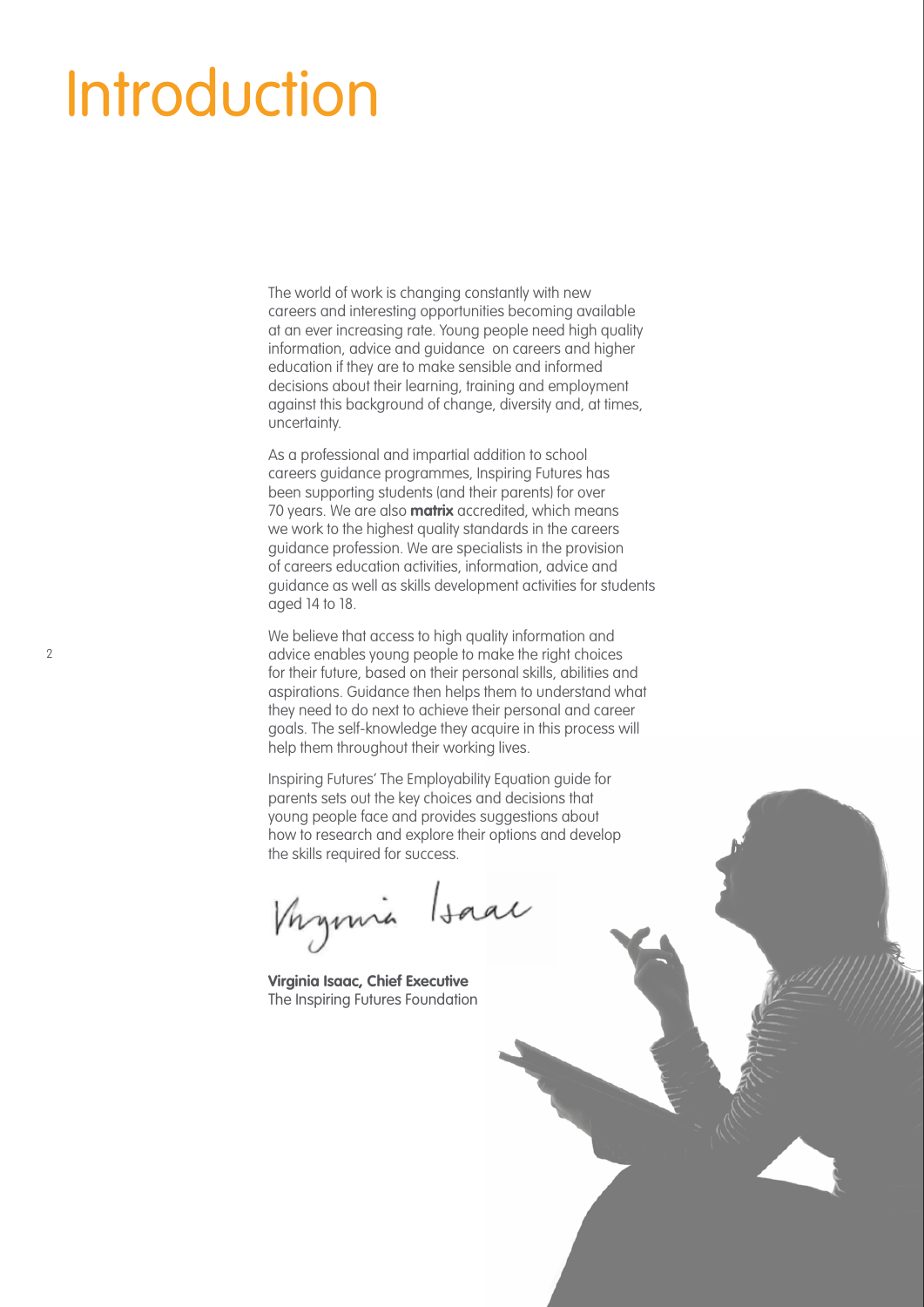# Introduction

The world of work is changing constantly with new careers and interesting opportunities becoming available at an ever increasing rate. Young people need high quality information, advice and guidance on careers and higher education if they are to make sensible and informed decisions about their learning, training and employment against this background of change, diversity and, at times, uncertainty.

As a professional and impartial addition to school careers guidance programmes, Inspiring Futures has been supporting students (and their parents) for over 70 years. We are also **matrix** accredited, which means we work to the highest quality standards in the careers guidance profession. We are specialists in the provision of careers education activities, information, advice and guidance as well as skills development activities for students aged 14 to 18.

We believe that access to high quality information and advice enables young people to make the right choices for their future, based on their personal skills, abilities and aspirations. Guidance then helps them to understand what they need to do next to achieve their personal and career goals. The self-knowledge they acquire in this process will help them throughout their working lives.

Inspiring Futures' The Employability Equation guide for parents sets out the key choices and decisions that young people face and provides suggestions about how to research and explore their options and develop the skills required for success.

Virginia Isaac

**Virginia Isaac, Chief Executive**
The Inspiring Futures Foundation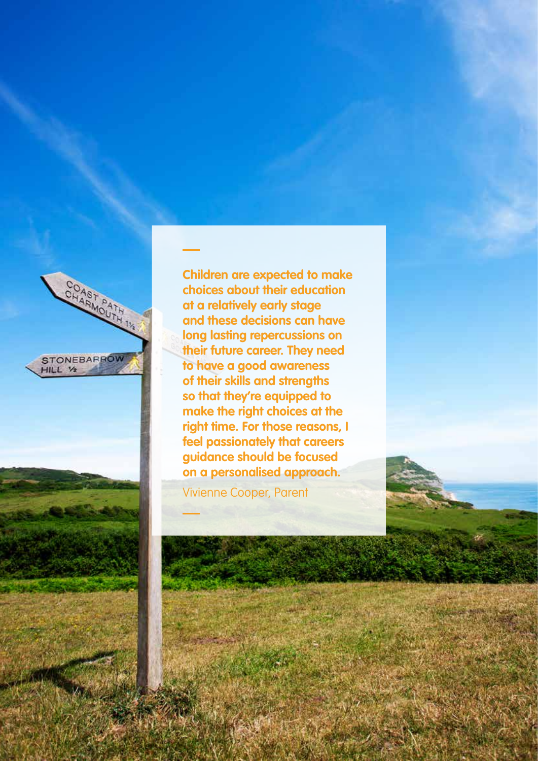**Children are expected to make choices about their education at a relatively early stage and these decisions can have long lasting repercussions on their future career. They need to have a good awareness of their skills and strengths so that they're equipped to make the right choices at the right time. For those reasons, I feel passionately that careers guidance should be focused on a personalised approach.**

Vivienne Cooper, Parent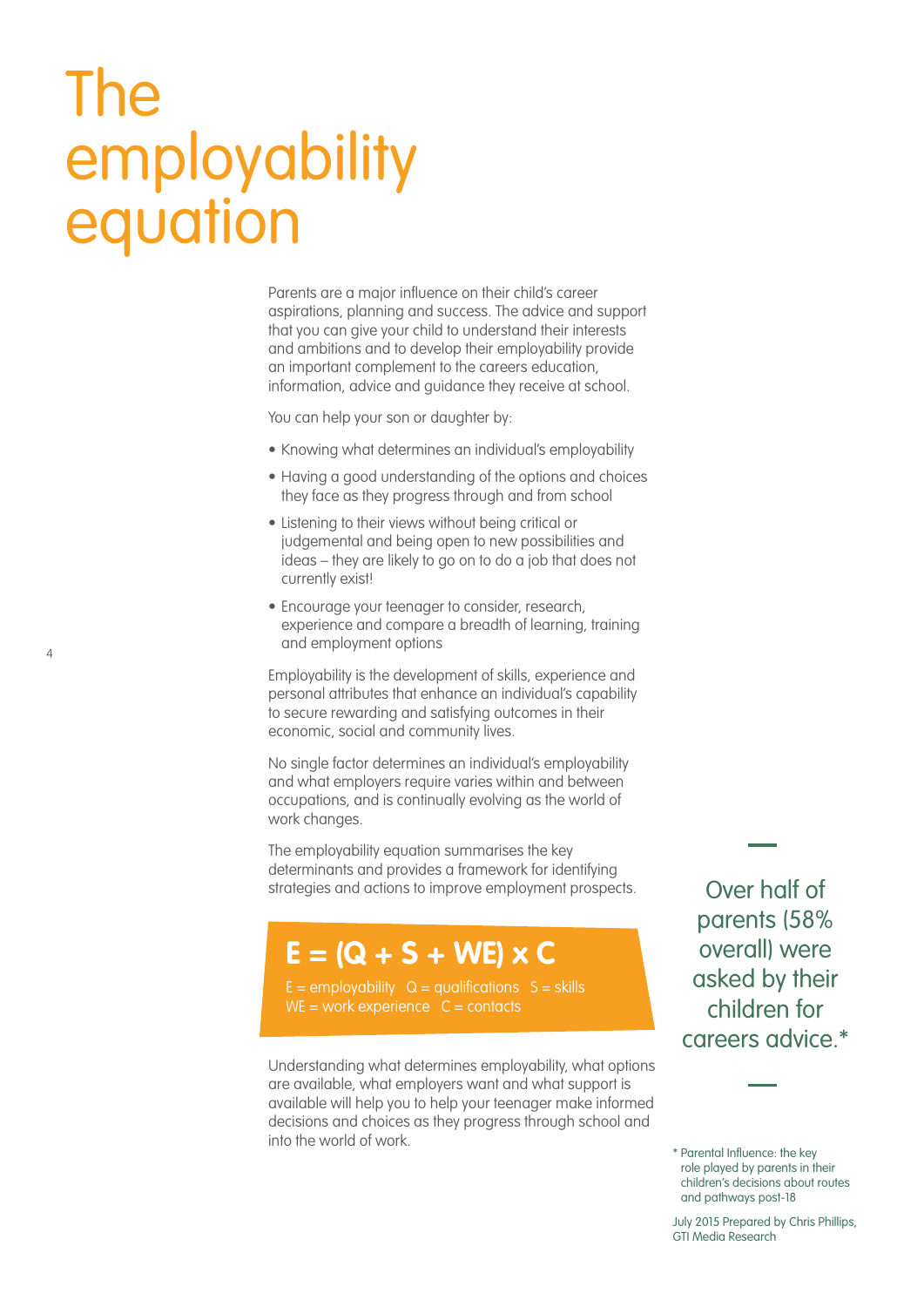# The employability equation

Parents are a major influence on their child's career aspirations, planning and success. The advice and support that you can give your child to understand their interests and ambitions and to develop their employability provide an important complement to the careers education, information, advice and guidance they receive at school.

You can help your son or daughter by:

- Knowing what determines an individual's employability
- Having a good understanding of the options and choices they face as they progress through and from school
- Listening to their views without being critical or judgemental and being open to new possibilities and ideas – they are likely to go on to do a job that does not currently exist!
- Encourage your teenager to consider, research, experience and compare a breadth of learning, training and employment options

Employability is the development of skills, experience and personal attributes that enhance an individual's capability to secure rewarding and satisfying outcomes in their economic, social and community lives.

No single factor determines an individual's employability and what employers require varies within and between occupations, and is continually evolving as the world of work changes.

The employability equation summarises the key determinants and provides a framework for identifying strategies and actions to improve employment prospects.

$$E = (Q + S + WE) \times C$$

E = employability Q = qualifications S = skills
WE = work experience C = contacts

Understanding what determines employability, what options are available, what employers want and what support is available will help you to help your teenager make informed decisions and choices as they progress through school and into the world of work.

Over half of parents (58% overall) were asked by their children for careers advice.*

\* Parental Influence: the key role played by parents in their children's decisions about routes and pathways post-18

July 2015 Prepared by Chris Phillips, GTI Media Research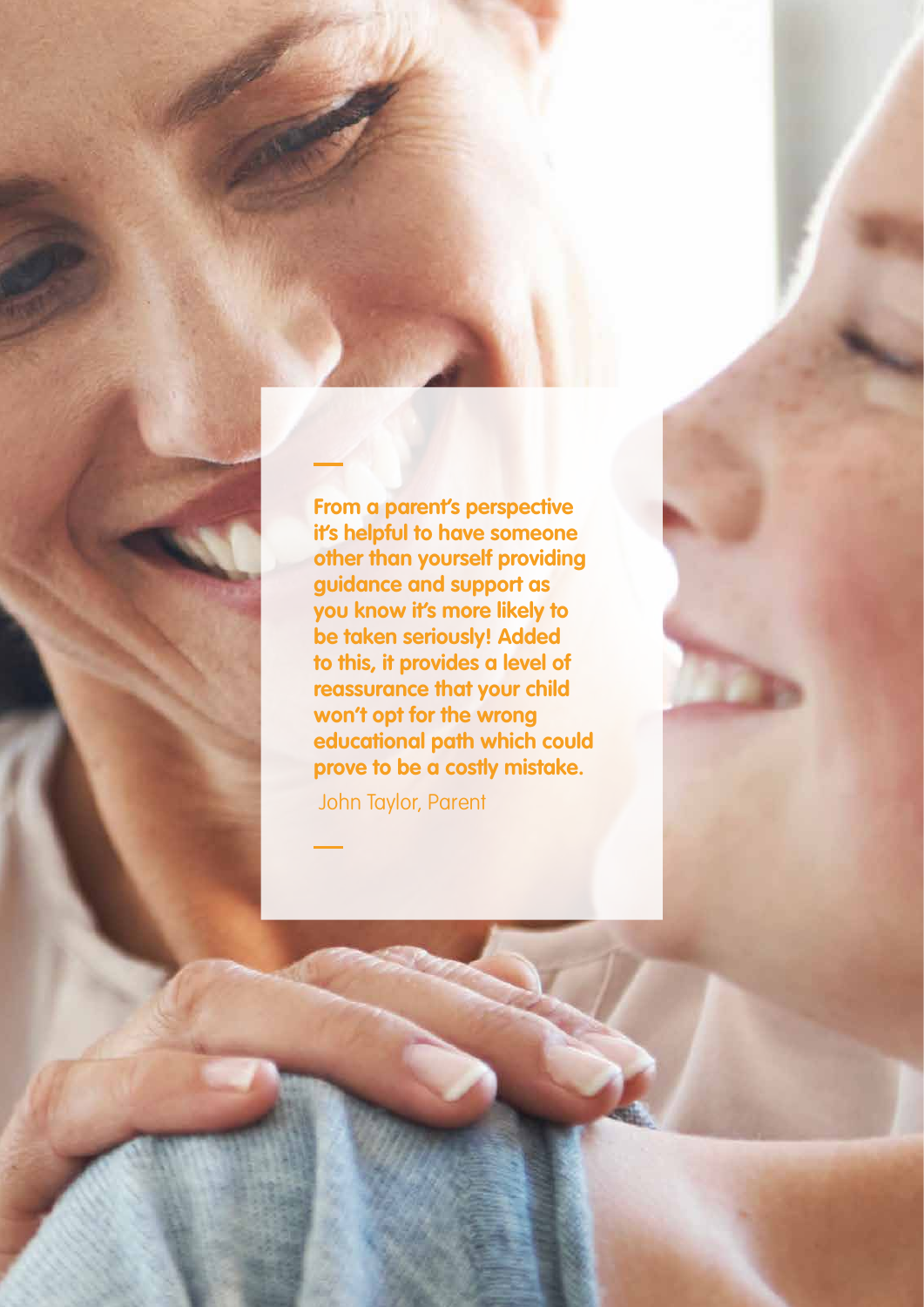**From a parent's perspective it's helpful to have someone other than yourself providing guidance and support as you know it's more likely to be taken seriously! Added to this, it provides a level of reassurance that your child won't opt for the wrong educational path which could prove to be a costly mistake.**

John Taylor, Parent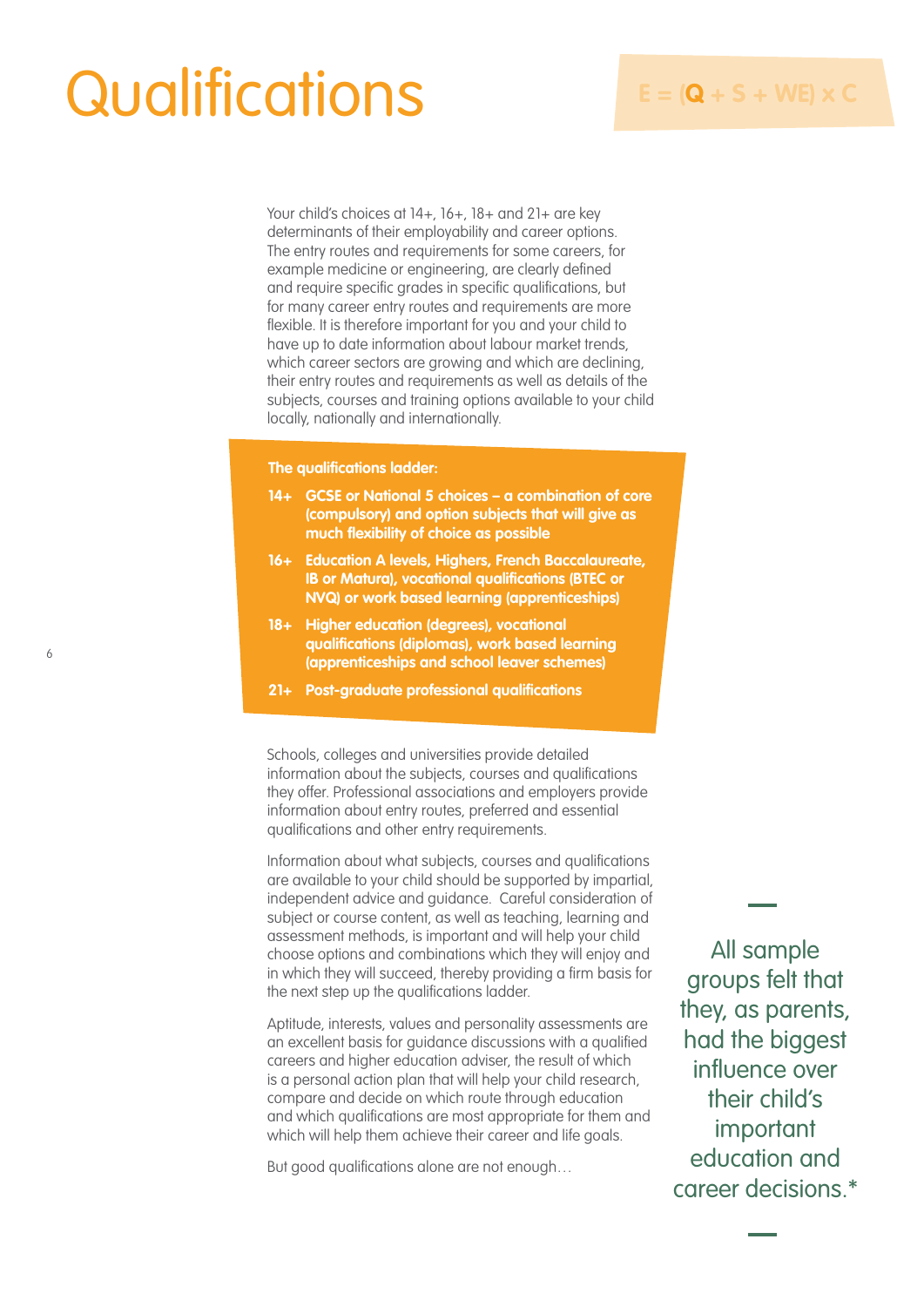# Qualifications

E = (**Q** + S + WE) x C

Your child's choices at 14+, 16+, 18+ and 21+ are key determinants of their employability and career options. The entry routes and requirements for some careers, for example medicine or engineering, are clearly defined and require specific grades in specific qualifications, but for many career entry routes and requirements are more flexible. It is therefore important for you and your child to have up to date information about labour market trends, which career sectors are growing and which are declining, their entry routes and requirements as well as details of the subjects, courses and training options available to your child locally, nationally and internationally.

**The qualifications ladder:**

- **14+ GCSE or National 5 choices – a combination of core (compulsory) and option subjects that will give as much flexibility of choice as possible**
- **16+ Education A levels, Highers, French Baccalaureate, IB or Matura), vocational qualifications (BTEC or NVQ) or work based learning (apprenticeships)**
- **18+ Higher education (degrees), vocational qualifications (diplomas), work based learning (apprenticeships and school leaver schemes)**
- **21+ Post-graduate professional qualifications**

Schools, colleges and universities provide detailed information about the subjects, courses and qualifications they offer. Professional associations and employers provide information about entry routes, preferred and essential qualifications and other entry requirements.

Information about what subjects, courses and qualifications are available to your child should be supported by impartial, independent advice and guidance. Careful consideration of subject or course content, as well as teaching, learning and assessment methods, is important and will help your child choose options and combinations which they will enjoy and in which they will succeed, thereby providing a firm basis for the next step up the qualifications ladder.

Aptitude, interests, values and personality assessments are an excellent basis for guidance discussions with a qualified careers and higher education adviser, the result of which is a personal action plan that will help your child research, compare and decide on which route through education and which qualifications are most appropriate for them and which will help them achieve their career and life goals.

But good qualifications alone are not enough…

All sample groups felt that they, as parents, had the biggest influence over their child's important education and career decisions.*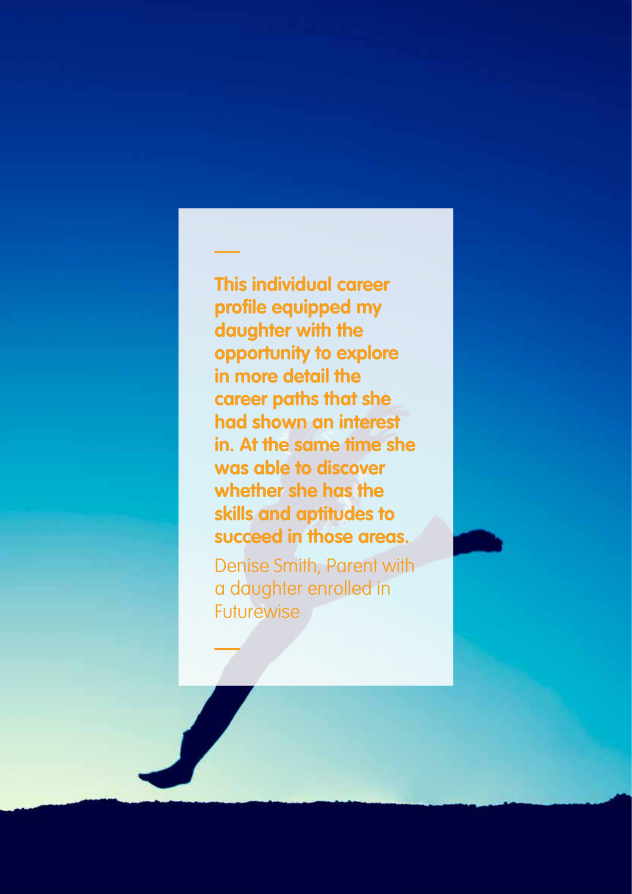**This individual career profile equipped my daughter with the opportunity to explore in more detail the career paths that she had shown an interest in. At the same time she was able to discover whether she has the skills and aptitudes to succeed in those areas.**

Denise Smith, Parent with a daughter enrolled in Futurewise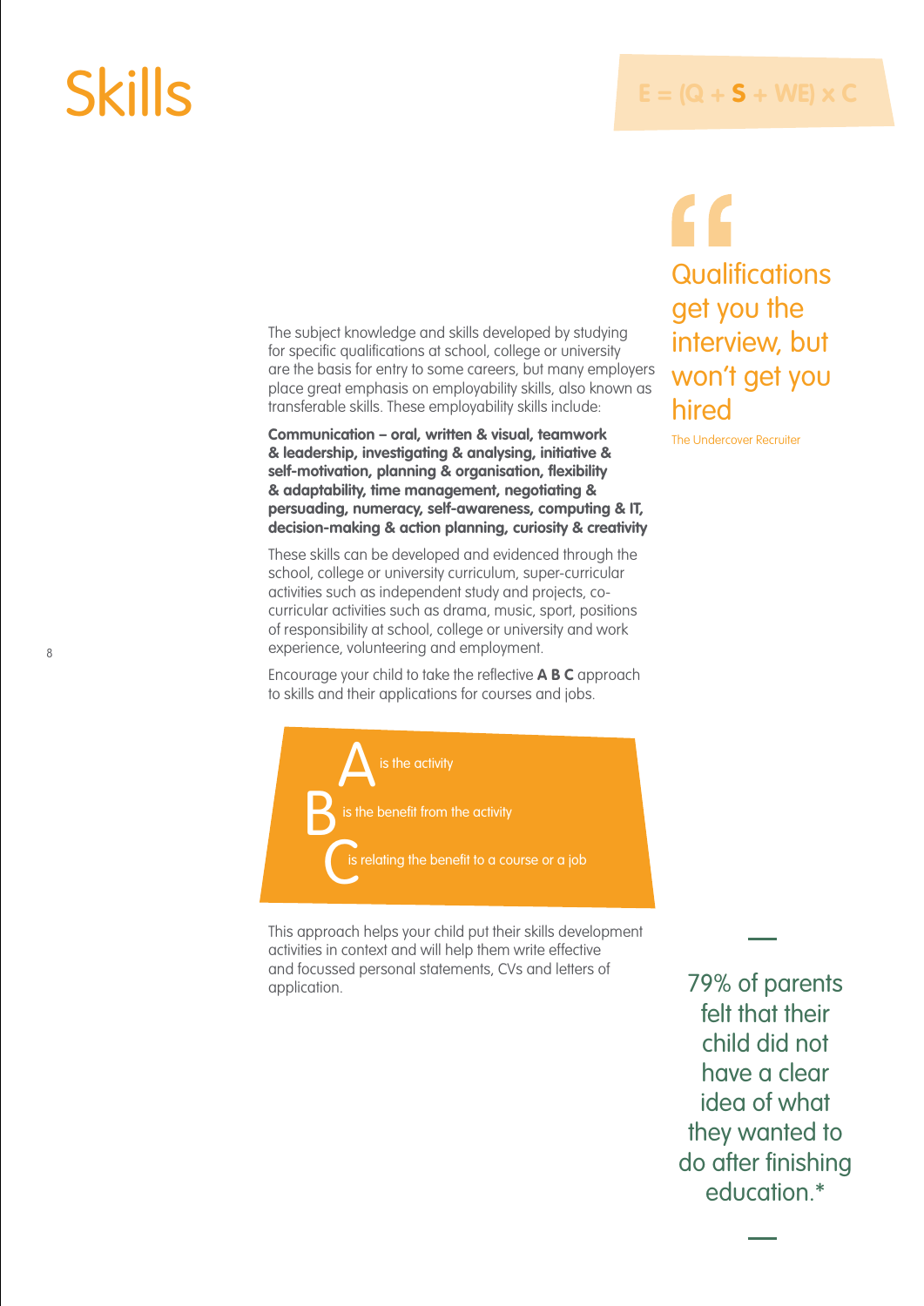# Skills

E = (Q + **S** + WE) x C

> Qualifications get you the interview, but won't get you hired
>
> The Undercover Recruiter

The subject knowledge and skills developed by studying for specific qualifications at school, college or university are the basis for entry to some careers, but many employers place great emphasis on employability skills, also known as transferable skills. These employability skills include:

**Communication – oral, written & visual, teamwork & leadership, investigating & analysing, initiative & self-motivation, planning & organisation, flexibility & adaptability, time management, negotiating & persuading, numeracy, self-awareness, computing & IT, decision-making & action planning, curiosity & creativity**

These skills can be developed and evidenced through the school, college or university curriculum, super-curricular activities such as independent study and projects, co-curricular activities such as drama, music, sport, positions of responsibility at school, college or university and work experience, volunteering and employment.

Encourage your child to take the reflective **A B C** approach to skills and their applications for courses and jobs.

**A** is the activity

**B** is the benefit from the activity

**C** is relating the benefit to a course or a job

This approach helps your child put their skills development activities in context and will help them write effective and focussed personal statements, CVs and letters of application.

79% of parents felt that their child did not have a clear idea of what they wanted to do after finishing education.*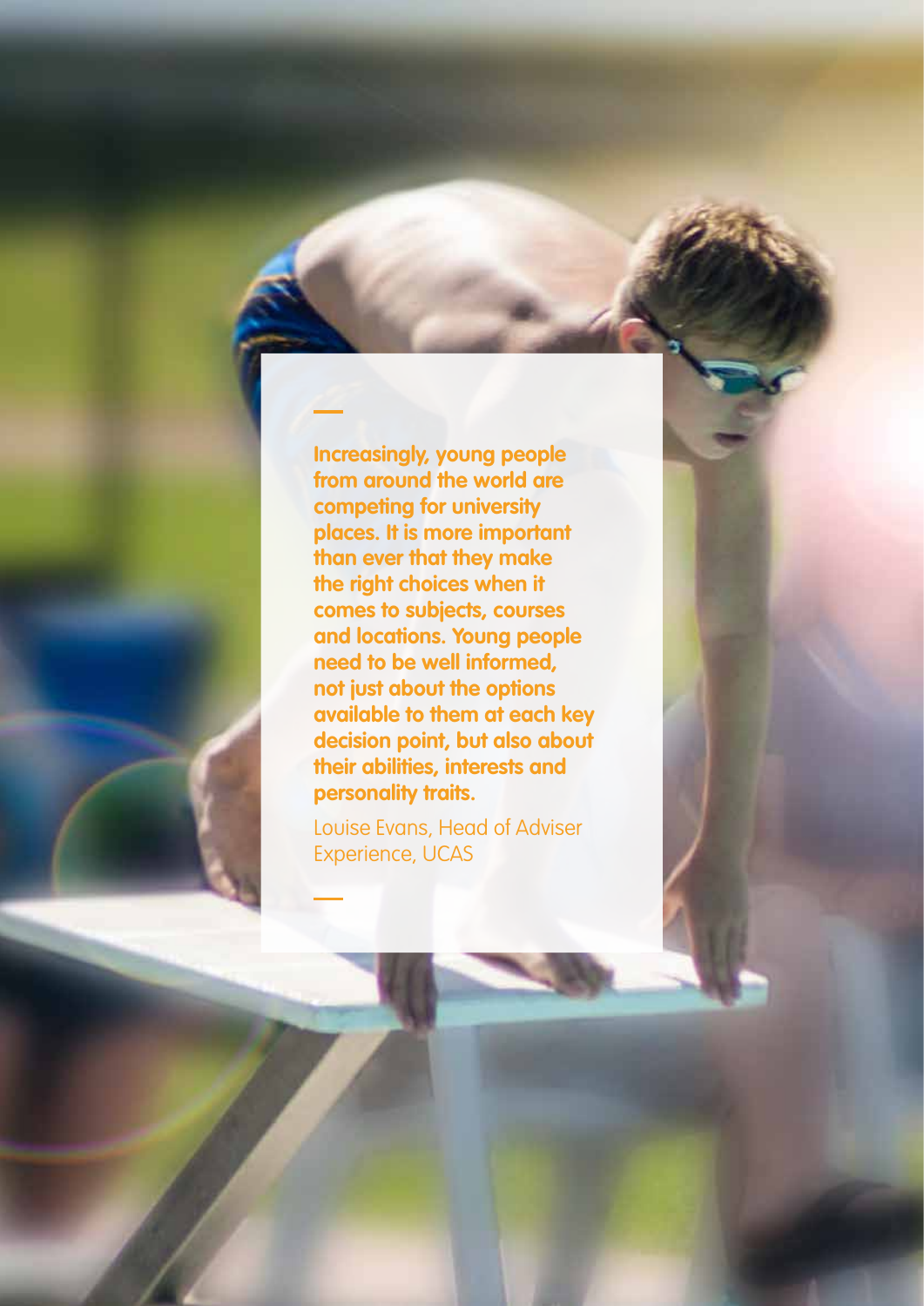> **Increasingly, young people from around the world are competing for university places. It is more important than ever that they make the right choices when it comes to subjects, courses and locations. Young people need to be well informed, not just about the options available to them at each key decision point, but also about their abilities, interests and personality traits.**
>
> Louise Evans, Head of Adviser Experience, UCAS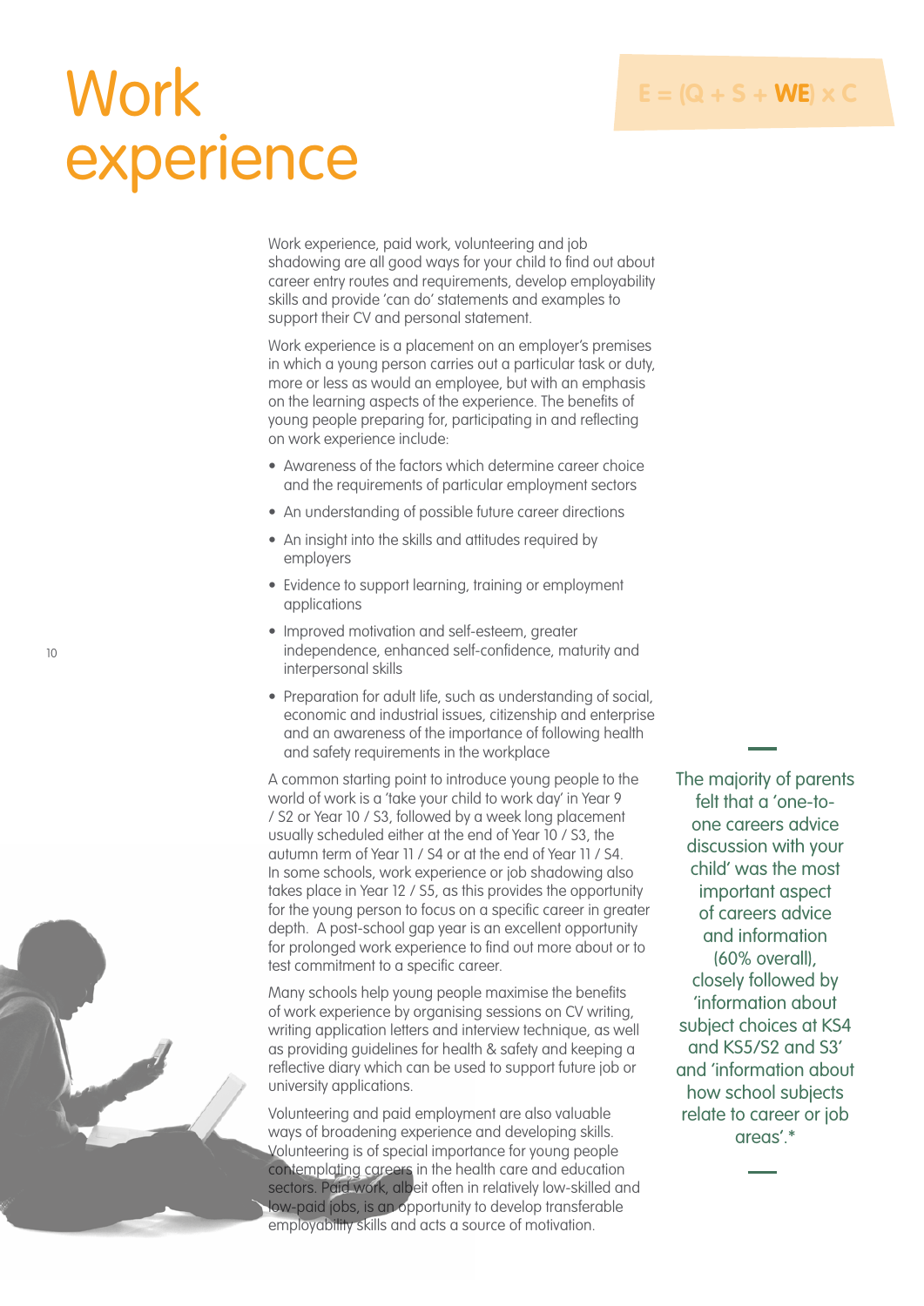# Work experience

E = (Q + S + **WE**) x C

Work experience, paid work, volunteering and job shadowing are all good ways for your child to find out about career entry routes and requirements, develop employability skills and provide 'can do' statements and examples to support their CV and personal statement.

Work experience is a placement on an employer's premises in which a young person carries out a particular task or duty, more or less as would an employee, but with an emphasis on the learning aspects of the experience. The benefits of young people preparing for, participating in and reflecting on work experience include:

- Awareness of the factors which determine career choice and the requirements of particular employment sectors
- An understanding of possible future career directions
- An insight into the skills and attitudes required by employers
- Evidence to support learning, training or employment applications
- Improved motivation and self-esteem, greater independence, enhanced self-confidence, maturity and interpersonal skills
- Preparation for adult life, such as understanding of social, economic and industrial issues, citizenship and enterprise and an awareness of the importance of following health and safety requirements in the workplace

A common starting point to introduce young people to the world of work is a 'take your child to work day' in Year 9 / S2 or Year 10 / S3, followed by a week long placement usually scheduled either at the end of Year 10 / S3, the autumn term of Year 11 / S4 or at the end of Year 11 / S4. In some schools, work experience or job shadowing also takes place in Year 12 / S5, as this provides the opportunity for the young person to focus on a specific career in greater depth. A post-school gap year is an excellent opportunity for prolonged work experience to find out more about or to test commitment to a specific career.

Many schools help young people maximise the benefits of work experience by organising sessions on CV writing, writing application letters and interview technique, as well as providing guidelines for health & safety and keeping a reflective diary which can be used to support future job or university applications.

Volunteering and paid employment are also valuable ways of broadening experience and developing skills. Volunteering is of special importance for young people contemplating careers in the health care and education sectors. Paid work, albeit often in relatively low-skilled and low-paid jobs, is an opportunity to develop transferable employability skills and acts a source of motivation.

> The majority of parents felt that a 'one-to-one careers advice discussion with your child' was the most important aspect of careers advice and information (60% overall), closely followed by 'information about subject choices at KS4 and KS5/S2 and S3' and 'information about how school subjects relate to career or job areas'.*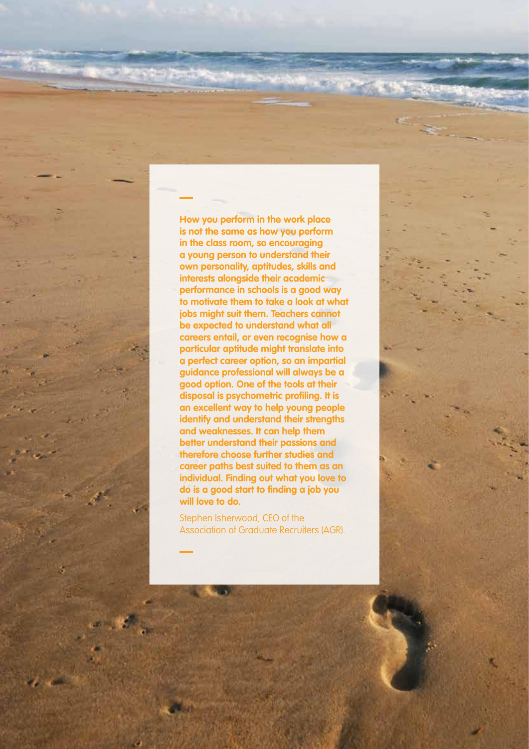**How you perform in the work place is not the same as how you perform in the class room, so encouraging a young person to understand their own personality, aptitudes, skills and interests alongside their academic performance in schools is a good way to motivate them to take a look at what jobs might suit them. Teachers cannot be expected to understand what all careers entail, or even recognise how a particular aptitude might translate into a perfect career option, so an impartial guidance professional will always be a good option. One of the tools at their disposal is psychometric profiling. It is an excellent way to help young people identify and understand their strengths and weaknesses. It can help them better understand their passions and therefore choose further studies and career paths best suited to them as an individual. Finding out what you love to do is a good start to finding a job you will love to do.**

Stephen Isherwood, CEO of the Association of Graduate Recruiters (AGR).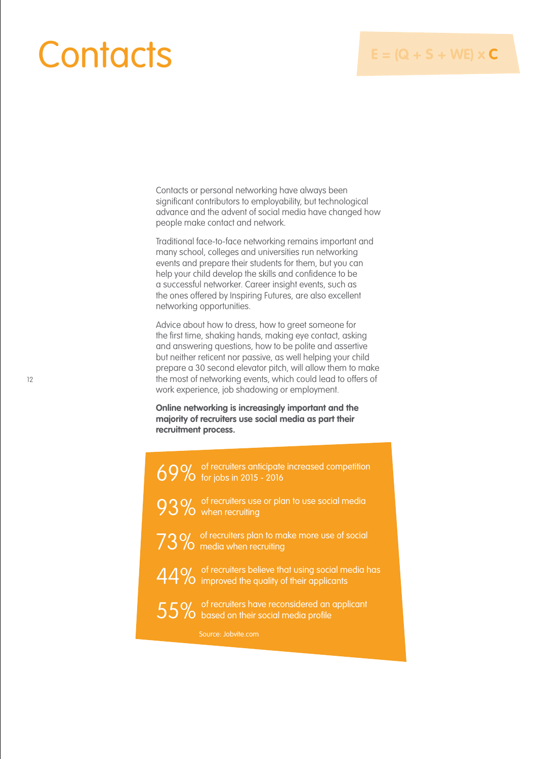# Contacts

E = (Q + S + WE) x **C**

Contacts or personal networking have always been significant contributors to employability, but technological advance and the advent of social media have changed how people make contact and network.

Traditional face-to-face networking remains important and many school, colleges and universities run networking events and prepare their students for them, but you can help your child develop the skills and confidence to be a successful networker. Career insight events, such as the ones offered by Inspiring Futures, are also excellent networking opportunities.

Advice about how to dress, how to greet someone for the first time, shaking hands, making eye contact, asking and answering questions, how to be polite and assertive but neither reticent nor passive, as well helping your child prepare a 30 second elevator pitch, will allow them to make the most of networking events, which could lead to offers of work experience, job shadowing or employment.

**Online networking is increasingly important and the majority of recruiters use social media as part their recruitment process.**

69% of recruiters anticipate increased competition for jobs in 2015 - 2016

93% of recruiters use or plan to use social media when recruiting

73% of recruiters plan to make more use of social media when recruiting

44% of recruiters believe that using social media has improved the quality of their applicants

55% of recruiters have reconsidered an applicant based on their social media profile

Source: Jobvite.com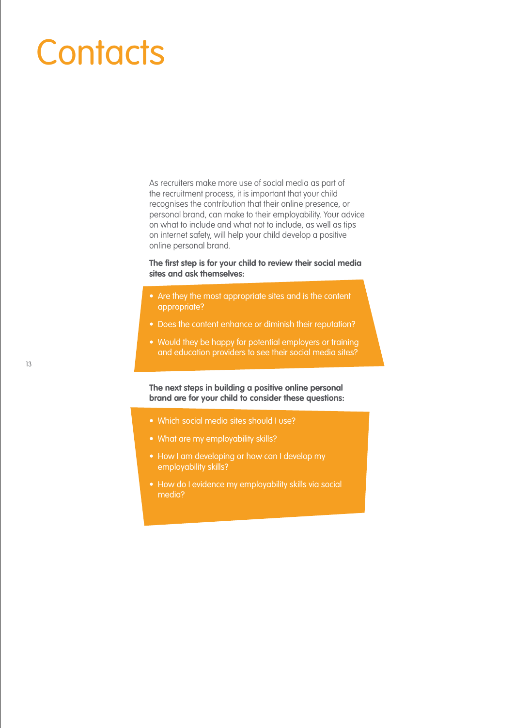# Contacts

As recruiters make more use of social media as part of the recruitment process, it is important that your child recognises the contribution that their online presence, or personal brand, can make to their employability. Your advice on what to include and what not to include, as well as tips on internet safety, will help your child develop a positive online personal brand.

**The first step is for your child to review their social media sites and ask themselves:**

- Are they the most appropriate sites and is the content appropriate?
- Does the content enhance or diminish their reputation?
- Would they be happy for potential employers or training and education providers to see their social media sites?

**The next steps in building a positive online personal brand are for your child to consider these questions:**

- Which social media sites should I use?
- What are my employability skills?
- How I am developing or how can I develop my employability skills?
- How do I evidence my employability skills via social media?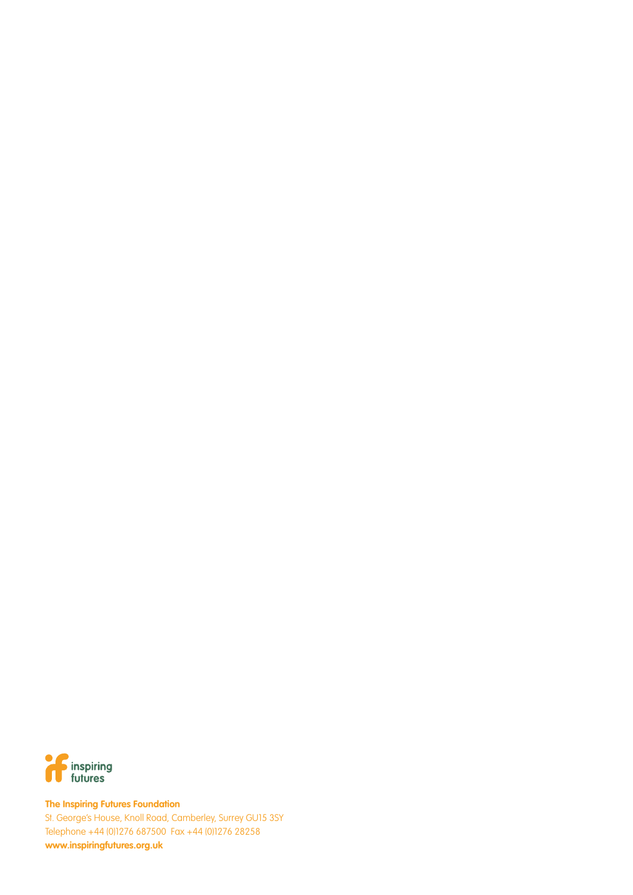inspiring
futures

**The Inspiring Futures Foundation**
St. George's House, Knoll Road, Camberley, Surrey GU15 3SY
Telephone +44 (0)1276 687500 Fax +44 (0)1276 28258
**www.inspiringfutures.org.uk**